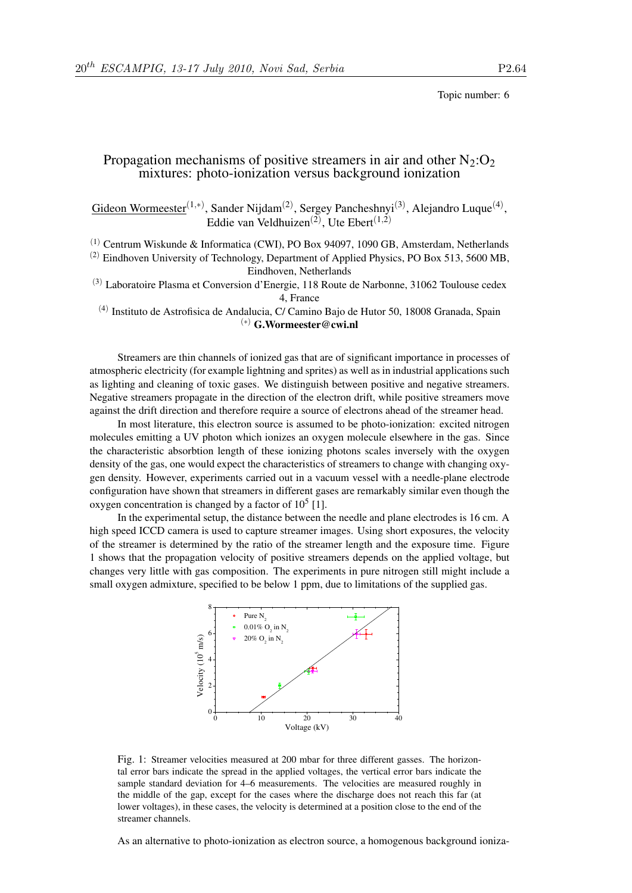Topic number: 6

# Propagation mechanisms of positive streamers in air and other $N_2$:$O_2$ mixtures: photo-ionization versus background ionization

Gideon Wormeester[(1,*)], Sander Nijdam[(2)], Sergey Pancheshnyi[(3)], Alejandro Luque[(4)], Eddie van Veldhuizen[(2)], Ute Ebert[(1,2)]

[(1)] Centrum Wiskunde & Informatica (CWI), PO Box 94097, 1090 GB, Amsterdam, Netherlands
[(2)] Eindhoven University of Technology, Department of Applied Physics, PO Box 513, 5600 MB, Eindhoven, Netherlands
[(3)] Laboratoire Plasma et Conversion d'Energie, 118 Route de Narbonne, 31062 Toulouse cedex 4, France
[(4)] Instituto de Astrofisica de Andalucia, C/ Camino Bajo de Hutor 50, 18008 Granada, Spain
[(*)] **G.Wormeester@cwi.nl**

Streamers are thin channels of ionized gas that are of significant importance in processes of atmospheric electricity (for example lightning and sprites) as well as in industrial applications such as lighting and cleaning of toxic gases. We distinguish between positive and negative streamers. Negative streamers propagate in the direction of the electron drift, while positive streamers move against the drift direction and therefore require a source of electrons ahead of the streamer head.

In most literature, this electron source is assumed to be photo-ionization: excited nitrogen molecules emitting a UV photon which ionizes an oxygen molecule elsewhere in the gas. Since the characteristic absorbtion length of these ionizing photons scales inversely with the oxygen density of the gas, one would expect the characteristics of streamers to change with changing oxygen density. However, experiments carried out in a vacuum vessel with a needle-plane electrode configuration have shown that streamers in different gases are remarkably similar even though the oxygen concentration is changed by a factor of $10^5$ [1].

In the experimental setup, the distance between the needle and plane electrodes is 16 cm. A high speed ICCD camera is used to capture streamer images. Using short exposures, the velocity of the streamer is determined by the ratio of the streamer length and the exposure time. Figure 1 shows that the propagation velocity of positive streamers depends on the applied voltage, but changes very little with gas composition. The experiments in pure nitrogen still might include a small oxygen admixture, specified to be below 1 ppm, due to limitations of the supplied gas.

Fig. 1: Streamer velocities measured at 200 mbar for three different gasses. The horizontal error bars indicate the spread in the applied voltages, the vertical error bars indicate the sample standard deviation for 4–6 measurements. The velocities are measured roughly in the middle of the gap, except for the cases where the discharge does not reach this far (at lower voltages), in these cases, the velocity is determined at a position close to the end of the streamer channels.

As an alternative to photo-ionization as electron source, a homogenous background ioniza-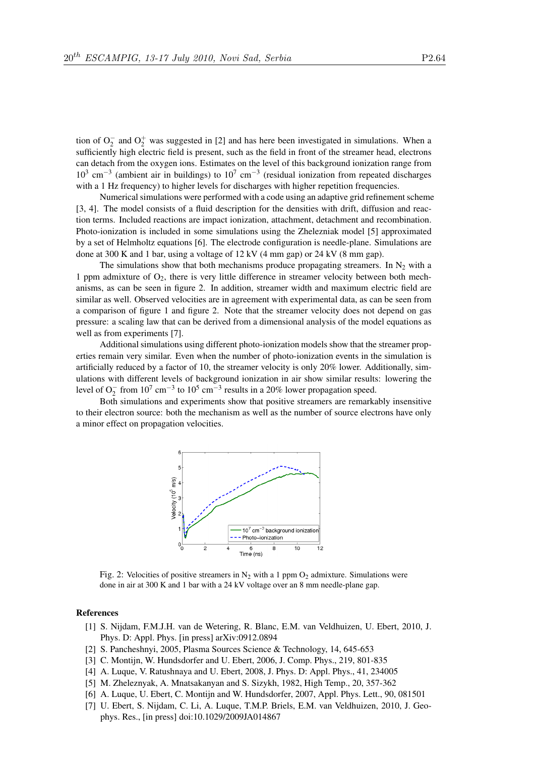tion of $O_2^-$ and $O_2^+$ was suggested in [2] and has here been investigated in simulations. When a sufficiently high electric field is present, such as the field in front of the streamer head, electrons can detach from the oxygen ions. Estimates on the level of this background ionization range from $10^3$ cm$^{-3}$ (ambient air in buildings) to $10^7$ cm$^{-3}$ (residual ionization from repeated discharges with a 1 Hz frequency) to higher levels for discharges with higher repetition frequencies.

Numerical simulations were performed with a code using an adaptive grid refinement scheme [3, 4]. The model consists of a fluid description for the densities with drift, diffusion and reaction terms. Included reactions are impact ionization, attachment, detachment and recombination. Photo-ionization is included in some simulations using the Zhelezniak model [5] approximated by a set of Helmholtz equations [6]. The electrode configuration is needle-plane. Simulations are done at 300 K and 1 bar, using a voltage of 12 kV (4 mm gap) or 24 kV (8 mm gap).

The simulations show that both mechanisms produce propagating streamers. In $N_2$ with a 1 ppm admixture of $O_2$, there is very little difference in streamer velocity between both mechanisms, as can be seen in figure 2. In addition, streamer width and maximum electric field are similar as well. Observed velocities are in agreement with experimental data, as can be seen from a comparison of figure 1 and figure 2. Note that the streamer velocity does not depend on gas pressure: a scaling law that can be derived from a dimensional analysis of the model equations as well as from experiments [7].

Additional simulations using different photo-ionization models show that the streamer properties remain very similar. Even when the number of photo-ionization events in the simulation is artificially reduced by a factor of 10, the streamer velocity is only 20% lower. Additionally, simulations with different levels of background ionization in air show similar results: lowering the level of $O_2^-$ from $10^7$ cm$^{-3}$ to $10^5$ cm$^{-3}$ results in a 20% lower propagation speed.

Both simulations and experiments show that positive streamers are remarkably insensitive to their electron source: both the mechanism as well as the number of source electrons have only a minor effect on propagation velocities.

Velocity ($10^5$ m/s)
Time (ns)
$10^7$ cm$^{-3}$ background ionization
Photo-ionization

Fig. 2: Velocities of positive streamers in $N_2$ with a 1 ppm $O_2$ admixture. Simulations were done in air at 300 K and 1 bar with a 24 kV voltage over an 8 mm needle-plane gap.

## References

[1] S. Nijdam, F.M.J.H. van de Wetering, R. Blanc, E.M. van Veldhuizen, U. Ebert, 2010, J. Phys. D: Appl. Phys. [in press] arXiv:0912.0894

[2] S. Pancheshnyi, 2005, Plasma Sources Science & Technology, 14, 645-653

[3] C. Montijn, W. Hundsdorfer and U. Ebert, 2006, J. Comp. Phys., 219, 801-835

[4] A. Luque, V. Ratushnaya and U. Ebert, 2008, J. Phys. D: Appl. Phys., 41, 234005

[5] M. Zheleznyak, A. Mnatsakanyan and S. Sizykh, 1982, High Temp., 20, 357-362

[6] A. Luque, U. Ebert, C. Montijn and W. Hundsdorfer, 2007, Appl. Phys. Lett., 90, 081501

[7] U. Ebert, S. Nijdam, C. Li, A. Luque, T.M.P. Briels, E.M. van Veldhuizen, 2010, J. Geophys. Res., [in press] doi:10.1029/2009JA014867